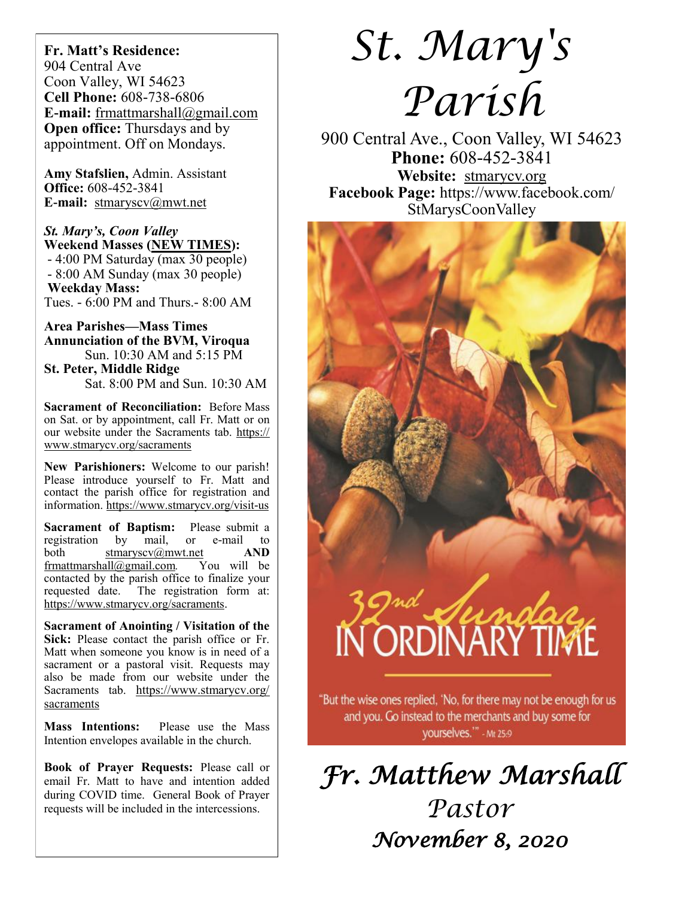**Fr. Matt's Residence:**
904 Central Ave
Coon Valley, WI 54623
**Cell Phone:** 608-738-6806
**E-mail:** frmattmarshall@gmail.com
**Open office:** Thursdays and by appointment. Off on Mondays.

**Amy Stafslien,** Admin. Assistant
**Office:** 608-452-3841
**E-mail:** stmaryscv@mwt.net

***St. Mary's, Coon Valley***
**Weekend Masses (NEW TIMES):**
- 4:00 PM Saturday (max 30 people)
- 8:00 AM Sunday (max 30 people)

**Weekday Mass:**
Tues. - 6:00 PM and Thurs.- 8:00 AM

**Area Parishes—Mass Times**
**Annunciation of the BVM, Viroqua**
Sun. 10:30 AM and 5:15 PM
**St. Peter, Middle Ridge**
Sat. 8:00 PM and Sun. 10:30 AM

**Sacrament of Reconciliation:** Before Mass on Sat. or by appointment, call Fr. Matt or on our website under the Sacraments tab. https://www.stmarycv.org/sacraments

**New Parishioners:** Welcome to our parish! Please introduce yourself to Fr. Matt and contact the parish office for registration and information. https://www.stmarycv.org/visit-us

**Sacrament of Baptism:** Please submit a registration by mail, or e-mail to both stmaryscv@mwt.net **AND** frmattmarshall@gmail.com. You will be contacted by the parish office to finalize your requested date. The registration form at: https://www.stmarycv.org/sacraments.

**Sacrament of Anointing / Visitation of the Sick:** Please contact the parish office or Fr. Matt when someone you know is in need of a sacrament or a pastoral visit. Requests may also be made from our website under the Sacraments tab. https://www.stmarycv.org/sacraments

**Mass Intentions:** Please use the Mass Intention envelopes available in the church.

**Book of Prayer Requests:** Please call or email Fr. Matt to have and intention added during COVID time. General Book of Prayer requests will be included in the intercessions.

# *St. Mary's Parish*

900 Central Ave., Coon Valley, WI 54623
**Phone:** 608-452-3841
**Website:** stmarycv.org
**Facebook Page:** https://www.facebook.com/StMarysCoonValley

32nd Sunday IN ORDINARY TIME

"But the wise ones replied, 'No, for there may not be enough for us and you. Go instead to the merchants and buy some for yourselves.'" - Mt 25:9

## *Fr. Matthew Marshall*
*Pastor*
***November 8, 2020***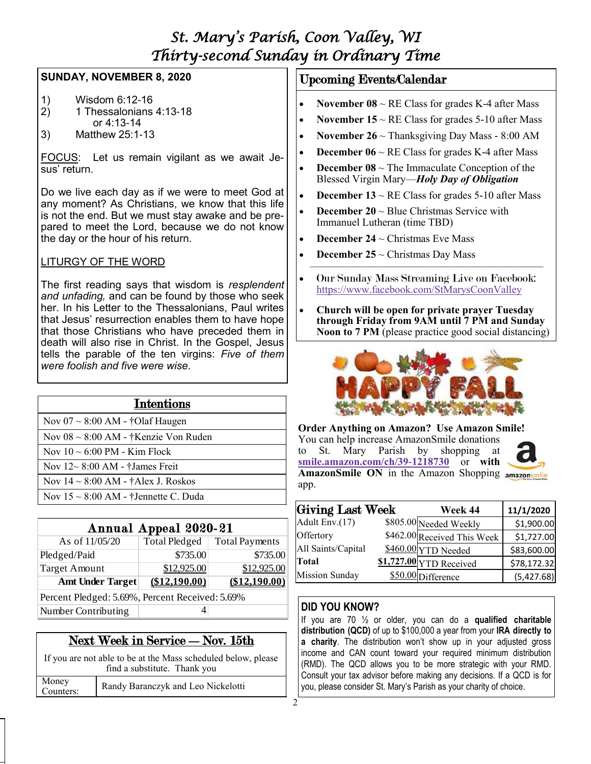# St. Mary's Parish, Coon Valley, WI
# Thirty-second Sunday in Ordinary Time

**SUNDAY, NOVEMBER 8, 2020**

1) Wisdom 6:12-16
2) 1 Thessalonians 4:13-18 or 4:13-14
3) Matthew 25:1-13

FOCUS: Let us remain vigilant as we await Jesus' return.

Do we live each day as if we were to meet God at any moment? As Christians, we know that this life is not the end. But we must stay awake and be prepared to meet the Lord, because we do not know the day or the hour of his return.

LITURGY OF THE WORD

The first reading says that wisdom is *resplendent and unfading,* and can be found by those who seek her. In his Letter to the Thessalonians, Paul writes that Jesus' resurrection enables them to have hope that those Christians who have preceded them in death will also rise in Christ. In the Gospel, Jesus tells the parable of the ten virgins: *Five of them were foolish and five were wise*.

| Intentions |
|---|
| Nov 07 ~ 8:00 AM - †Olaf Haugen |
| Nov 08 ~ 8:00 AM - †Kenzie Von Ruden |
| Nov 10 ~ 6:00 PM - Kim Flock |
| Nov 12~ 8:00 AM - †James Freit |
| Nov 14 ~ 8:00 AM - †Alex J. Roskos |
| Nov 15 ~ 8:00 AM - †Jennette C. Duda |

| Annual Appeal 2020-21 | | |
|---|---|---|
| As of 11/05/20 | Total Pledged | Total Payments |
| Pledged/Paid | $735.00 | $735.00 |
| Target Amount | $12,925.00 | $12,925.00 |
| **Amt Under Target** | **($12,190.00)** | **($12,190.00)** |
| Percent Pledged: 5.69%, Percent Received: 5.69% | | |
| Number Contributing | 4 | |

| Next Week in Service — Nov. 15th | |
|---|---|
| If you are not able to be at the Mass scheduled below, please find a substitute. Thank you | |
| Money Counters: | Randy Baranczyk and Leo Nickelotti |

## Upcoming Events/Calendar

- **November 08** ~ RE Class for grades K-4 after Mass
- **November 15** ~ RE Class for grades 5-10 after Mass
- **November 26** ~ Thanksgiving Day Mass - 8:00 AM
- **December 06** ~ RE Class for grades K-4 after Mass
- **December 08** ~ The Immaculate Conception of the Blessed Virgin Mary—***Holy Day of Obligation***
- **December 13** ~ RE Class for grades 5-10 after Mass
- **December 20** ~ Blue Christmas Service with Immanuel Lutheran (time TBD)
- **December 24** ~ Christmas Eve Mass
- **December 25** ~ Christmas Day Mass

---

- Our Sunday Mass Streaming Live on Facebook: https://www.facebook.com/StMarysCoonValley
- **Church will be open for private prayer Tuesday through Friday from 9AM until 7 PM and Sunday Noon to 7 PM** (please practice good social distancing)

**Order Anything on Amazon? Use Amazon Smile!**
You can help increase AmazonSmile donations to St. Mary Parish by shopping at **smile.amazon.com/ch/39-1218730** or **with AmazonSmile ON** in the Amazon Shopping app.

| Giving Last Week | | Week 44 | 11/1/2020 |
|---|---|---|---|
| Adult Env.(17) | $805.00 | Needed Weekly | $1,900.00 |
| Offertory | $462.00 | Received This Week | $1,727.00 |
| All Saints/Capital | $460.00 | YTD Needed | $83,600.00 |
| **Total** | **$1,727.00** | YTD Received | $78,172.32 |
| Mission Sunday | $50.00 | Difference | (5,427.68) |

**DID YOU KNOW?**

If you are 70 ½ or older, you can do a **qualified charitable distribution (QCD)** of up to $100,000 a year from your **IRA directly to a charity**. The distribution won't show up in your adjusted gross income and CAN count toward your required minimum distribution (RMD). The QCD allows you to be more strategic with your RMD. Consult your tax advisor before making any decisions. If a QCD is for you, please consider St. Mary's Parish as your charity of choice.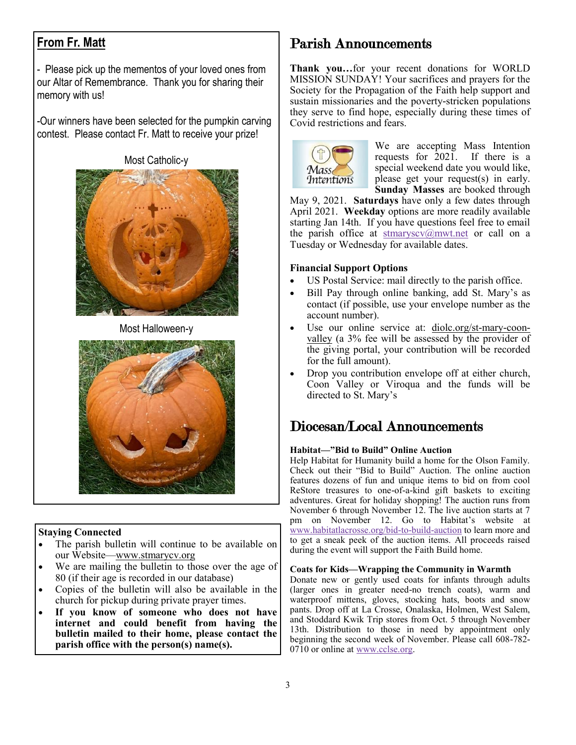## From Fr. Matt

- Please pick up the mementos of your loved ones from our Altar of Remembrance. Thank you for sharing their memory with us!

-Our winners have been selected for the pumpkin carving contest. Please contact Fr. Matt to receive your prize!

Most Catholic-y

Most Halloween-y

**Staying Connected**

- The parish bulletin will continue to be available on our Website—www.stmarycv.org
- We are mailing the bulletin to those over the age of 80 (if their age is recorded in our database)
- Copies of the bulletin will also be available in the church for pickup during private prayer times.
- **If you know of someone who does not have internet and could benefit from having the bulletin mailed to their home, please contact the parish office with the person(s) name(s).**

# Parish Announcements

**Thank you…**for your recent donations for WORLD MISSION SUNDAY! Your sacrifices and prayers for the Society for the Propagation of the Faith help support and sustain missionaries and the poverty-stricken populations they serve to find hope, especially during these times of Covid restrictions and fears.

We are accepting Mass Intention requests for 2021. If there is a special weekend date you would like, please get your request(s) in early. **Sunday Masses** are booked through May 9, 2021. **Saturdays** have only a few dates through April 2021. **Weekday** options are more readily available starting Jan 14th. If you have questions feel free to email the parish office at stmaryscv@mwt.net or call on a Tuesday or Wednesday for available dates.

**Financial Support Options**

- US Postal Service: mail directly to the parish office.
- Bill Pay through online banking, add St. Mary's as contact (if possible, use your envelope number as the account number).
- Use our online service at: diolc.org/st-mary-coon-valley (a 3% fee will be assessed by the provider of the giving portal, your contribution will be recorded for the full amount).
- Drop you contribution envelope off at either church, Coon Valley or Viroqua and the funds will be directed to St. Mary's

# Diocesan/Local Announcements

**Habitat—"Bid to Build" Online Auction**

Help Habitat for Humanity build a home for the Olson Family. Check out their "Bid to Build" Auction. The online auction features dozens of fun and unique items to bid on from cool ReStore treasures to one-of-a-kind gift baskets to exciting adventures. Great for holiday shopping! The auction runs from November 6 through November 12. The live auction starts at 7 pm on November 12. Go to Habitat's website at www.habitatlacrosse.org/bid-to-build-auction to learn more and to get a sneak peek of the auction items. All proceeds raised during the event will support the Faith Build home.

**Coats for Kids—Wrapping the Community in Warmth**

Donate new or gently used coats for infants through adults (larger ones in greater need-no trench coats), warm and waterproof mittens, gloves, stocking hats, boots and snow pants. Drop off at La Crosse, Onalaska, Holmen, West Salem, and Stoddard Kwik Trip stores from Oct. 5 through November 13th. Distribution to those in need by appointment only beginning the second week of November. Please call 608-782-0710 or online at www.cclse.org.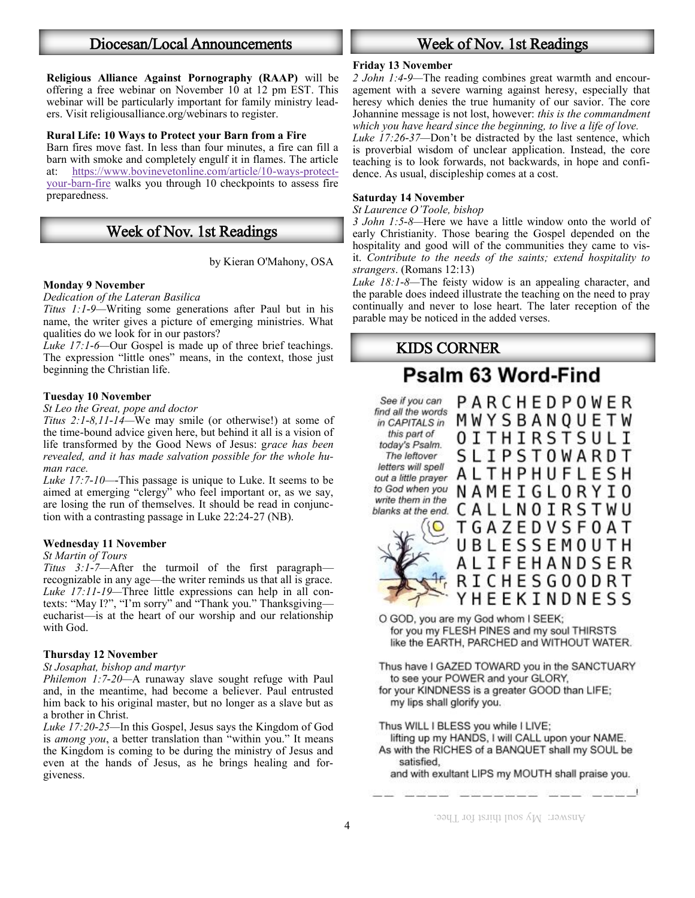## Diocesan/Local Announcements

**Religious Alliance Against Pornography (RAAP)** will be offering a free webinar on November 10 at 12 pm EST. This webinar will be particularly important for family ministry leaders. Visit religiousalliance.org/webinars to register.

**Rural Life: 10 Ways to Protect your Barn from a Fire**

Barn fires move fast. In less than four minutes, a fire can fill a barn with smoke and completely engulf it in flames. The article at: https://www.bovinevetonline.com/article/10-ways-protect-your-barn-fire walks you through 10 checkpoints to assess fire preparedness.

## Week of Nov. 1st Readings

by Kieran O'Mahony, OSA

**Monday 9 November**

*Dedication of the Lateran Basilica*

*Titus 1:1-9*—Writing some generations after Paul but in his name, the writer gives a picture of emerging ministries. What qualities do we look for in our pastors?

*Luke 17:1-6*—Our Gospel is made up of three brief teachings. The expression "little ones" means, in the context, those just beginning the Christian life.

**Tuesday 10 November**

*St Leo the Great, pope and doctor*

*Titus 2:1-8,11-14*—We may smile (or otherwise!) at some of the time-bound advice given here, but behind it all is a vision of life transformed by the Good News of Jesus: g*race has been revealed, and it has made salvation possible for the whole human race.*

*Luke 17:7-10*—-This passage is unique to Luke. It seems to be aimed at emerging "clergy" who feel important or, as we say, are losing the run of themselves. It should be read in conjunction with a contrasting passage in Luke 22:24-27 (NB).

**Wednesday 11 November**

*St Martin of Tours*

*Titus 3:1-7*—After the turmoil of the first paragraph—recognizable in any age—the writer reminds us that all is grace.

*Luke 17:11-19*—Three little expressions can help in all contexts: "May I?", "I'm sorry" and "Thank you." Thanksgiving—eucharist—is at the heart of our worship and our relationship with God.

**Thursday 12 November**

*St Josaphat, bishop and martyr*

*Philemon 1:7-20*—A runaway slave sought refuge with Paul and, in the meantime, had become a believer. Paul entrusted him back to his original master, but no longer as a slave but as a brother in Christ.

*Luke 17:20-25*—In this Gospel, Jesus says the Kingdom of God is *among you*, a better translation than "within you." It means the Kingdom is coming to be during the ministry of Jesus and even at the hands of Jesus, as he brings healing and forgiveness.

## Week of Nov. 1st Readings

**Friday 13 November**

*2 John 1:4-9*—The reading combines great warmth and encouragement with a severe warning against heresy, especially that heresy which denies the true humanity of our savior. The core Johannine message is not lost, however: *this is the commandment which you have heard since the beginning, to live a life of love.*

*Luke 17:26-37*—Don't be distracted by the last sentence, which is proverbial wisdom of unclear application. Instead, the core teaching is to look forwards, not backwards, in hope and confidence. As usual, discipleship comes at a cost.

**Saturday 14 November**

*St Laurence O'Toole, bishop*

*3 John 1:5-8*—Here we have a little window onto the world of early Christianity. Those bearing the Gospel depended on the hospitality and good will of the communities they came to visit. *Contribute to the needs of the saints; extend hospitality to strangers*. (Romans 12:13)

*Luke 18:1-8*—The feisty widow is an appealing character, and the parable does indeed illustrate the teaching on the need to pray continually and never to lose heart. The later reception of the parable may be noticed in the added verses.

## KIDS CORNER

# Psalm 63 Word-Find

*See if you can find all the words in CAPITALS in this part of today's Psalm. The leftover letters will spell out a little prayer to God when you write them in the blanks at the end.*

```
P A R C H E D P O W E R
M W Y S B A N Q U E T W
O I T H I R S T S U L I
S L I P S T O W A R D T
A L T H P H U F L E S H
N A M E I G L O R Y I O
C A L L N O I R S T W U
T G A Z E D V S F O A T
U B L E S S E M O U T H
A L I F E H A N D S E R
R I C H E S G O O D R T
Y H E E K I N D N E S S
```

O GOD, you are my God whom I SEEK;
for you my FLESH PINES and my soul THIRSTS
like the EARTH, PARCHED and WITHOUT WATER.

Thus have I GAZED TOWARD you in the SANCTUARY
to see your POWER and your GLORY,
for your KINDNESS is a greater GOOD than LIFE;
my lips shall glorify you.

Thus WILL I BLESS you while I LIVE;
lifting up my HANDS, I will CALL upon your NAME.
As with the RICHES of a BANQUET shall my SOUL be satisfied,
and with exultant LIPS my MOUTH shall praise you.

__ ____ _______ ___ ____!

Answer: My soul thirst for Thee.